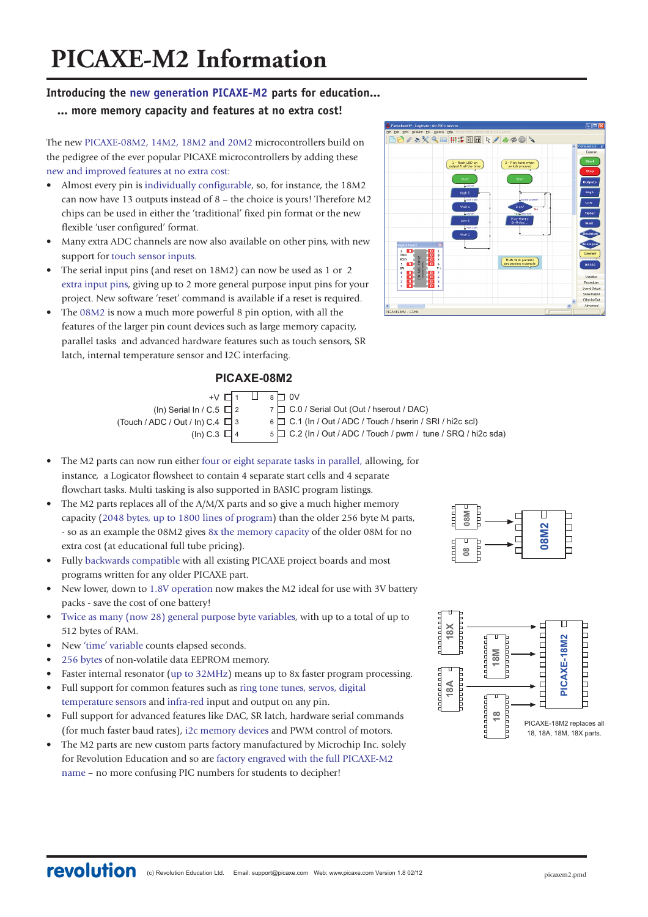# PICAXE-M2 Information

## Introducing the new generation PICAXE-M2 parts for education...

### ... more memory capacity and features at no extra cost!

The new PICAXE-08M2, 14M2, 18M2 and 20M2 microcontrollers build on the pedigree of the ever popular PICAXE microcontrollers by adding these new and improved features at no extra cost:

- Almost every pin is individually configurable, so, for instance, the 18M2 can now have 13 outputs instead of 8 – the choice is yours! Therefore M2 chips can be used in either the 'traditional' fixed pin format or the new flexible 'user configured' format.
- Many extra ADC channels are now also available on other pins, with new support for touch sensor inputs.
- The serial input pins (and reset on 18M2) can now be used as 1 or 2 extra input pins, giving up to 2 more general purpose input pins for your project. New software 'reset' command is available if a reset is required.
- The 08M2 is now a much more powerful 8 pin option, with all the features of the larger pin count devices such as large memory capacity, parallel tasks and advanced hardware features such as touch sensors, SR latch, internal temperature sensor and I2C interfacing.

## PICAXE-08M2

| Left pin function | Pin | Pin | Right pin function |
|---|---|---|---|
| +V | 1 | 8 | 0V |
| (In) Serial In / C.5 | 2 | 7 | C.0 / Serial Out (Out / hserout / DAC) |
| (Touch / ADC / Out / In) C.4 | 3 | 6 | C.1 (In / Out / ADC / Touch / hserin / SRI / hi2c scl) |
| (In) C.3 | 4 | 5 | C.2 (In / Out / ADC / Touch / pwm / tune / SRQ / hi2c sda) |

- The M2 parts can now run either four or eight separate tasks in parallel, allowing, for instance, a Logicator flowsheet to contain 4 separate start cells and 4 separate flowchart tasks. Multi tasking is also supported in BASIC program listings.
- The M2 parts replaces all of the A/M/X parts and so give a much higher memory capacity (2048 bytes, up to 1800 lines of program) than the older 256 byte M parts, - so as an example the 08M2 gives 8x the memory capacity of the older 08M for no extra cost (at educational full tube pricing).
- Fully backwards compatible with all existing PICAXE project boards and most programs written for any older PICAXE part.
- New lower, down to 1.8V operation now makes the M2 ideal for use with 3V battery packs - save the cost of one battery!
- Twice as many (now 28) general purpose byte variables, with up to a total of up to 512 bytes of RAM.
- New 'time' variable counts elapsed seconds.
- 256 bytes of non-volatile data EEPROM memory.
- Faster internal resonator (up to 32MHz) means up to 8x faster program processing.
- Full support for common features such as ring tone tunes, servos, digital temperature sensors and infra-red input and output on any pin.
- Full support for advanced features like DAC, SR latch, hardware serial commands (for much faster baud rates), i2c memory devices and PWM control of motors.
- The M2 parts are new custom parts factory manufactured by Microchip Inc. solely for Revolution Education and so are factory engraved with the full PICAXE-M2 name – no more confusing PIC numbers for students to decipher!

PICAXE-18M2 replaces all 18, 18A, 18M, 18X parts.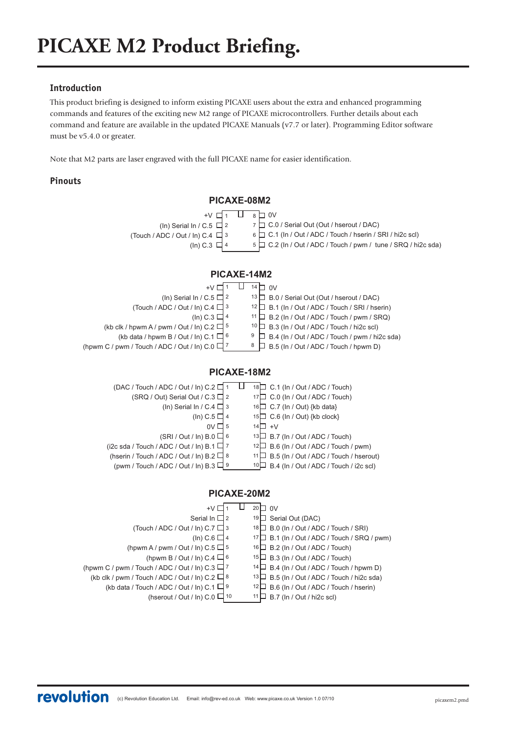# PICAXE M2 Product Briefing.

## Introduction

This product briefing is designed to inform existing PICAXE users about the extra and enhanced programming commands and features of the exciting new M2 range of PICAXE microcontrollers. Further details about each command and feature are available in the updated PICAXE Manuals (v7.7 or later). Programming Editor software must be v5.4.0 or greater.

Note that M2 parts are laser engraved with the full PICAXE name for easier identification.

## Pinouts

### PICAXE-08M2

| Left function | Pin | Pin | Right function |
|---|---|---|---|
| +V | 1 | 8 | 0V |
| (In) Serial In / C.5 | 2 | 7 | C.0 / Serial Out (Out / hserout / DAC) |
| (Touch / ADC / Out / In) C.4 | 3 | 6 | C.1 (In / Out / ADC / Touch / hserin / SRI / hi2c scl) |
| (In) C.3 | 4 | 5 | C.2 (In / Out / ADC / Touch / pwm / tune / SRQ / hi2c sda) |

### PICAXE-14M2

| Left function | Pin | Pin | Right function |
|---|---|---|---|
| +V | 1 | 14 | 0V |
| (In) Serial In / C.5 | 2 | 13 | B.0 / Serial Out (Out / hserout / DAC) |
| (Touch / ADC / Out / In) C.4 | 3 | 12 | B.1 (In / Out / ADC / Touch / SRI / hserin) |
| (In) C.3 | 4 | 11 | B.2 (In / Out / ADC / Touch / pwm / SRQ) |
| (kb clk / hpwm A / pwm / Out / In) C.2 | 5 | 10 | B.3 (In / Out / ADC / Touch / hi2c scl) |
| (kb data / hpwm B / Out / In) C.1 | 6 | 9 | B.4 (In / Out / ADC / Touch / pwm / hi2c sda) |
| (hpwm C / pwm / Touch / ADC / Out / In) C.0 | 7 | 8 | B.5 (In / Out / ADC / Touch / hpwm D) |

### PICAXE-18M2

| Left function | Pin | Pin | Right function |
|---|---|---|---|
| (DAC / Touch / ADC / Out / In) C.2 | 1 | 18 | C.1 (In / Out / ADC / Touch) |
| (SRQ / Out) Serial Out / C.3 | 2 | 17 | C.0 (In / Out / ADC / Touch) |
| (In) Serial In / C.4 | 3 | 16 | C.7 (In / Out) {kb data} |
| (In) C.5 | 4 | 15 | C.6 (In / Out) {kb clock} |
| 0V | 5 | 14 | +V |
| (SRI / Out / In) B.0 | 6 | 13 | B.7 (In / Out / ADC / Touch) |
| (i2c sda / Touch / ADC / Out / In) B.1 | 7 | 12 | B.6 (In / Out / ADC / Touch / pwm) |
| (hserin / Touch / ADC / Out / In) B.2 | 8 | 11 | B.5 (In / Out / ADC / Touch / hserout) |
| (pwm / Touch / ADC / Out / In) B.3 | 9 | 10 | B.4 (In / Out / ADC / Touch / i2c scl) |

### PICAXE-20M2

| Left function | Pin | Pin | Right function |
|---|---|---|---|
| +V | 1 | 20 | 0V |
| Serial In | 2 | 19 | Serial Out (DAC) |
| (Touch / ADC / Out / In) C.7 | 3 | 18 | B.0 (In / Out / ADC / Touch / SRI) |
| (In) C.6 | 4 | 17 | B.1 (In / Out / ADC / Touch / SRQ / pwm) |
| (hpwm A / pwm / Out / In) C.5 | 5 | 16 | B.2 (In / Out / ADC / Touch) |
| (hpwm B / Out / In) C.4 | 6 | 15 | B.3 (In / Out / ADC / Touch) |
| (hpwm C / pwm / Touch / ADC / Out / In) C.3 | 7 | 14 | B.4 (In / Out / ADC / Touch / hpwm D) |
| (kb clk / pwm / Touch / ADC / Out / In) C.2 | 8 | 13 | B.5 (In / Out / ADC / Touch / hi2c sda) |
| (kb data / Touch / ADC / Out / In) C.1 | 9 | 12 | B.6 (In / Out / ADC / Touch / hserin) |
| (hserout / Out / In) C.0 | 10 | 11 | B.7 (In / Out / hi2c scl) |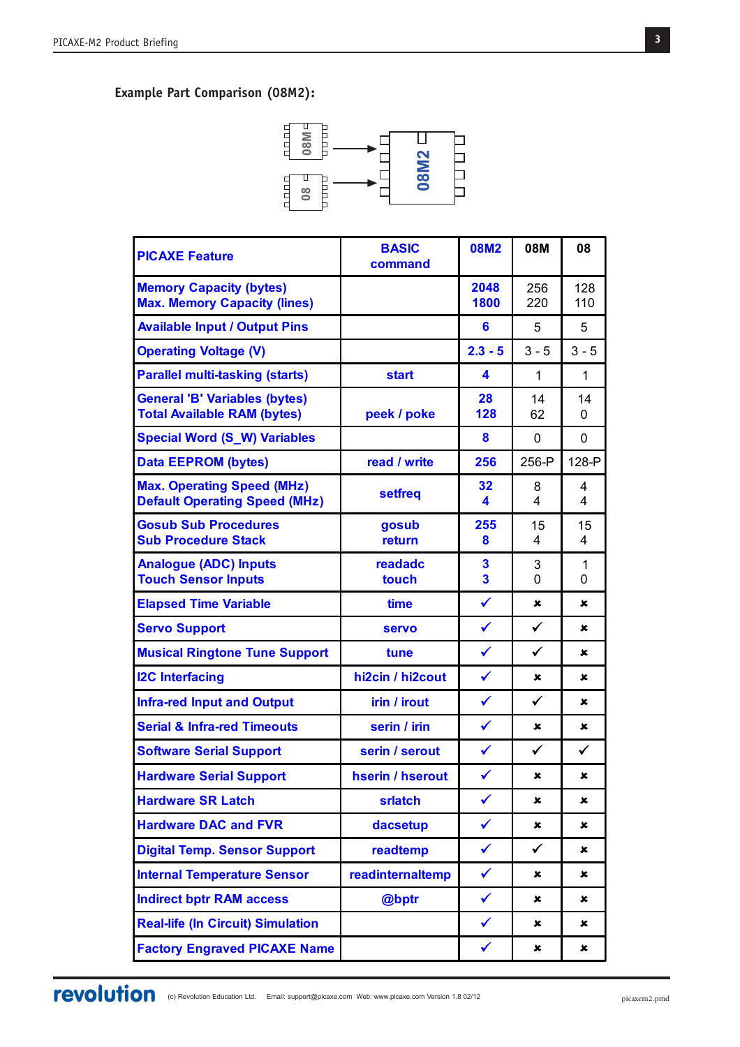## Example Part Comparison (08M2):

| PICAXE Feature | BASIC command | 08M2 | 08M | 08 |
|---|---|---|---|---|
| Memory Capacity (bytes)<br>Max. Memory Capacity (lines) | | 2048<br>1800 | 256<br>220 | 128<br>110 |
| Available Input / Output Pins | | 6 | 5 | 5 |
| Operating Voltage (V) | | 2.3 - 5 | 3 - 5 | 3 - 5 |
| Parallel multi-tasking (starts) | start | 4 | 1 | 1 |
| General 'B' Variables (bytes)<br>Total Available RAM (bytes) | peek / poke | 28<br>128 | 14<br>62 | 14<br>0 |
| Special Word (S_W) Variables | | 8 | 0 | 0 |
| Data EEPROM (bytes) | read / write | 256 | 256-P | 128-P |
| Max. Operating Speed (MHz)<br>Default Operating Speed (MHz) | setfreq | 32<br>4 | 8<br>4 | 4<br>4 |
| Gosub Sub Procedures<br>Sub Procedure Stack | gosub<br>return | 255<br>8 | 15<br>4 | 15<br>4 |
| Analogue (ADC) Inputs<br>Touch Sensor Inputs | readadc<br>touch | 3<br>3 | 3<br>0 | 1<br>0 |
| Elapsed Time Variable | time | ✓ | ✗ | ✗ |
| Servo Support | servo | ✓ | ✓ | ✗ |
| Musical Ringtone Tune Support | tune | ✓ | ✓ | ✗ |
| I2C Interfacing | hi2cin / hi2cout | ✓ | ✗ | ✗ |
| Infra-red Input and Output | irin / irout | ✓ | ✓ | ✗ |
| Serial & Infra-red Timeouts | serin / irin | ✓ | ✗ | ✗ |
| Software Serial Support | serin / serout | ✓ | ✓ | ✓ |
| Hardware Serial Support | hserin / hserout | ✓ | ✗ | ✗ |
| Hardware SR Latch | srlatch | ✓ | ✗ | ✗ |
| Hardware DAC and FVR | dacsetup | ✓ | ✗ | ✗ |
| Digital Temp. Sensor Support | readtemp | ✓ | ✓ | ✗ |
| Internal Temperature Sensor | readinternaltemp | ✓ | ✗ | ✗ |
| Indirect bptr RAM access | @bptr | ✓ | ✗ | ✗ |
| Real-life (In Circuit) Simulation | | ✓ | ✗ | ✗ |
| Factory Engraved PICAXE Name | | ✓ | ✗ | ✗ |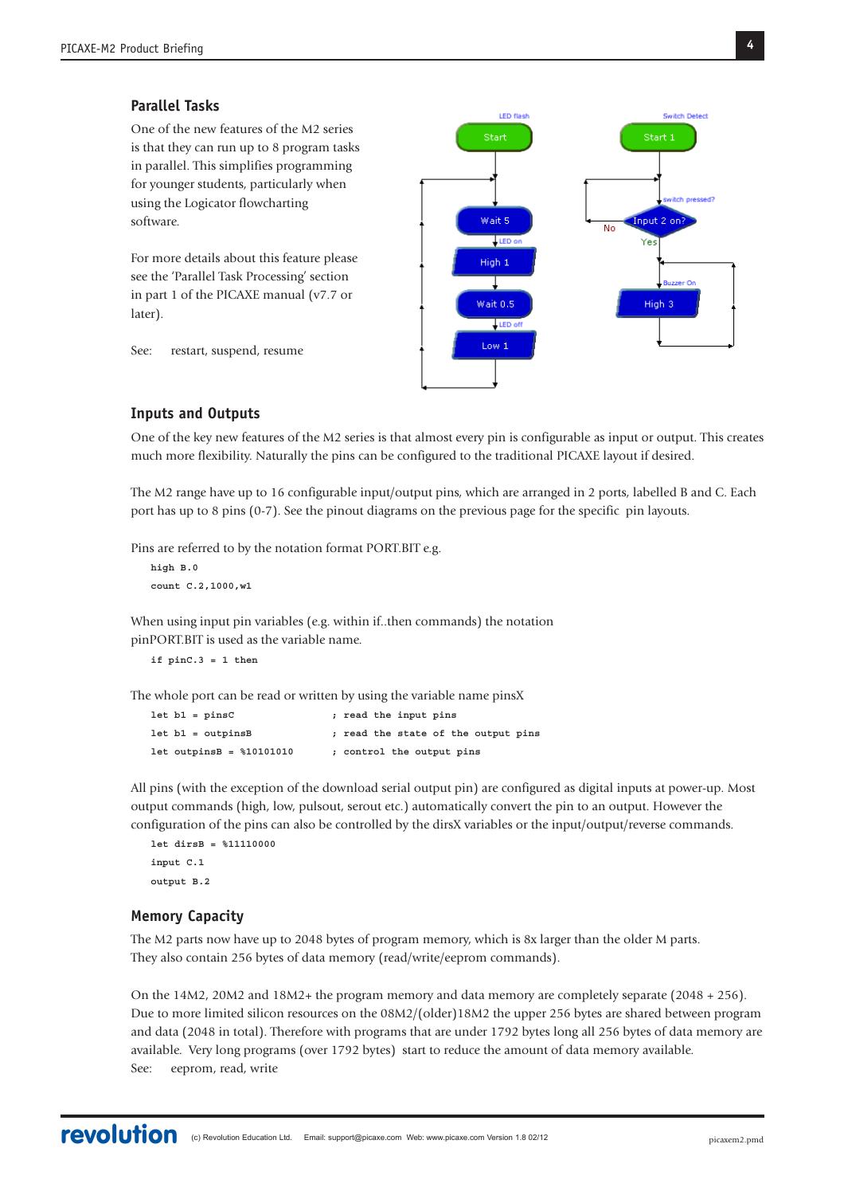## Parallel Tasks

One of the new features of the M2 series is that they can run up to 8 program tasks in parallel. This simplifies programming for younger students, particularly when using the Logicator flowcharting software.

For more details about this feature please see the 'Parallel Task Processing' section in part 1 of the PICAXE manual (v7.7 or later).

See: restart, suspend, resume

## Inputs and Outputs

One of the key new features of the M2 series is that almost every pin is configurable as input or output. This creates much more flexibility. Naturally the pins can be configured to the traditional PICAXE layout if desired.

The M2 range have up to 16 configurable input/output pins, which are arranged in 2 ports, labelled B and C. Each port has up to 8 pins (0-7). See the pinout diagrams on the previous page for the specific pin layouts.

Pins are referred to by the notation format PORT.BIT e.g.

```
high B.0
count C.2,1000,w1
```

When using input pin variables (e.g. within if..then commands) the notation pinPORT.BIT is used as the variable name.

```
if pinC.3 = 1 then
```

The whole port can be read or written by using the variable name pinsX

```
let b1 = pinsC              ; read the input pins
let b1 = outpinsB           ; read the state of the output pins
let outpinsB = %10101010    ; control the output pins
```

All pins (with the exception of the download serial output pin) are configured as digital inputs at power-up. Most output commands (high, low, pulsout, serout etc.) automatically convert the pin to an output. However the configuration of the pins can also be controlled by the dirsX variables or the input/output/reverse commands.

```
let dirsB = %11110000
input C.1
output B.2
```

## Memory Capacity

The M2 parts now have up to 2048 bytes of program memory, which is 8x larger than the older M parts. They also contain 256 bytes of data memory (read/write/eeprom commands).

On the 14M2, 20M2 and 18M2+ the program memory and data memory are completely separate (2048 + 256). Due to more limited silicon resources on the 08M2/(older)18M2 the upper 256 bytes are shared between program and data (2048 in total). Therefore with programs that are under 1792 bytes long all 256 bytes of data memory are available. Very long programs (over 1792 bytes) start to reduce the amount of data memory available.

See: eeprom, read, write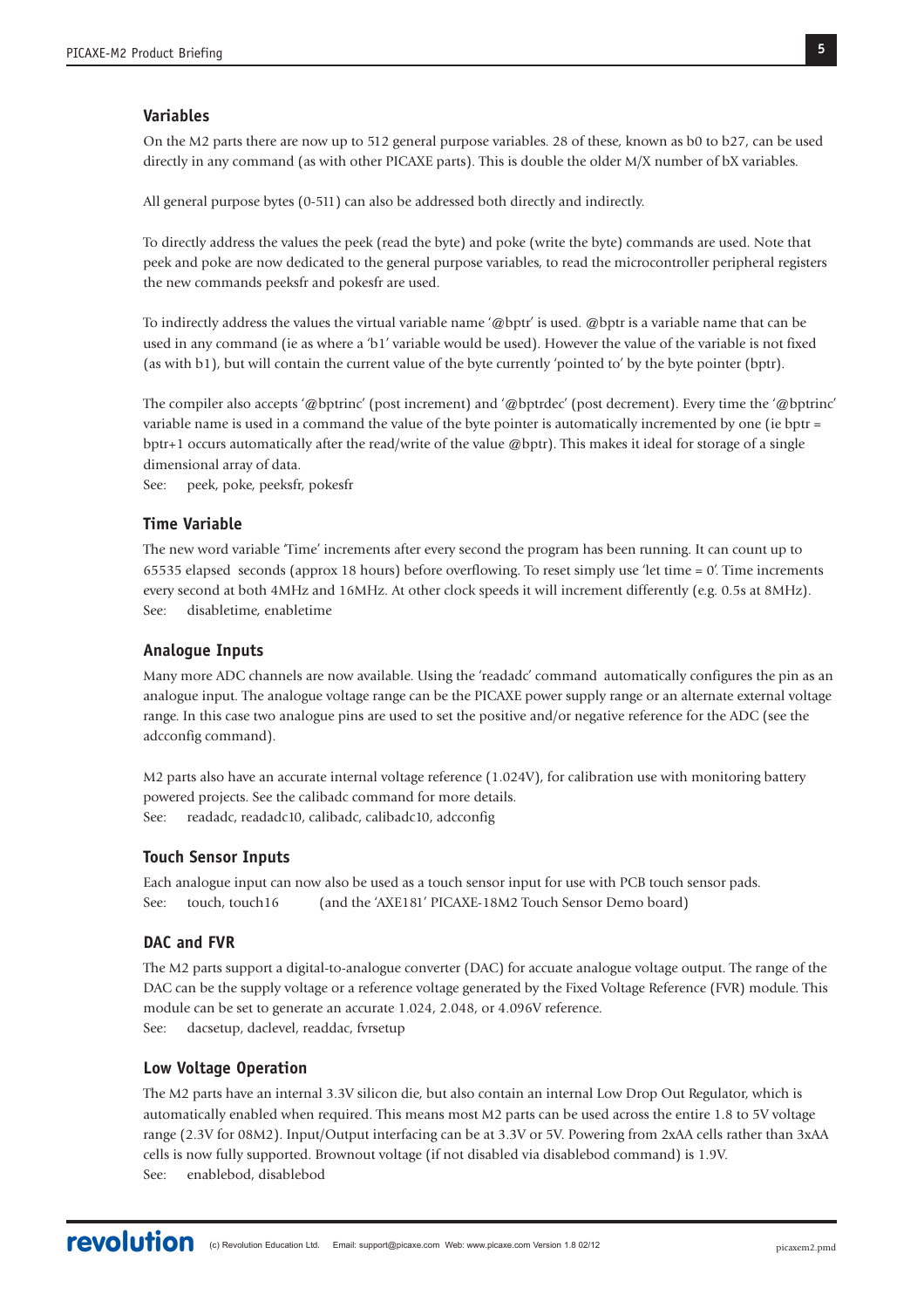### Variables

On the M2 parts there are now up to 512 general purpose variables. 28 of these, known as b0 to b27, can be used directly in any command (as with other PICAXE parts). This is double the older M/X number of bX variables.

All general purpose bytes (0-511) can also be addressed both directly and indirectly.

To directly address the values the peek (read the byte) and poke (write the byte) commands are used. Note that peek and poke are now dedicated to the general purpose variables, to read the microcontroller peripheral registers the new commands peeksfr and pokesfr are used.

To indirectly address the values the virtual variable name '@bptr' is used. @bptr is a variable name that can be used in any command (ie as where a 'b1' variable would be used). However the value of the variable is not fixed (as with b1), but will contain the current value of the byte currently 'pointed to' by the byte pointer (bptr).

The compiler also accepts '@bptrinc' (post increment) and '@bptrdec' (post decrement). Every time the '@bptrinc' variable name is used in a command the value of the byte pointer is automatically incremented by one (ie bptr = bptr+1 occurs automatically after the read/write of the value @bptr). This makes it ideal for storage of a single dimensional array of data.

See: peek, poke, peeksfr, pokesfr

### Time Variable

The new word variable 'Time' increments after every second the program has been running. It can count up to 65535 elapsed seconds (approx 18 hours) before overflowing. To reset simply use 'let time = 0'. Time increments every second at both 4MHz and 16MHz. At other clock speeds it will increment differently (e.g. 0.5s at 8MHz).

See: disabletime, enabletime

### Analogue Inputs

Many more ADC channels are now available. Using the 'readadc' command automatically configures the pin as an analogue input. The analogue voltage range can be the PICAXE power supply range or an alternate external voltage range. In this case two analogue pins are used to set the positive and/or negative reference for the ADC (see the adcconfig command).

M2 parts also have an accurate internal voltage reference (1.024V), for calibration use with monitoring battery powered projects. See the calibadc command for more details.

See: readadc, readadc10, calibadc, calibadc10, adcconfig

### Touch Sensor Inputs

Each analogue input can now also be used as a touch sensor input for use with PCB touch sensor pads.

See: touch, touch16 (and the 'AXE181' PICAXE-18M2 Touch Sensor Demo board)

### DAC and FVR

The M2 parts support a digital-to-analogue converter (DAC) for accuate analogue voltage output. The range of the DAC can be the supply voltage or a reference voltage generated by the Fixed Voltage Reference (FVR) module. This module can be set to generate an accurate 1.024, 2.048, or 4.096V reference.

See: dacsetup, daclevel, readdac, fvrsetup

### Low Voltage Operation

The M2 parts have an internal 3.3V silicon die, but also contain an internal Low Drop Out Regulator, which is automatically enabled when required. This means most M2 parts can be used across the entire 1.8 to 5V voltage range (2.3V for 08M2). Input/Output interfacing can be at 3.3V or 5V. Powering from 2xAA cells rather than 3xAA cells is now fully supported. Brownout voltage (if not disabled via disablebod command) is 1.9V.

See: enablebod, disablebod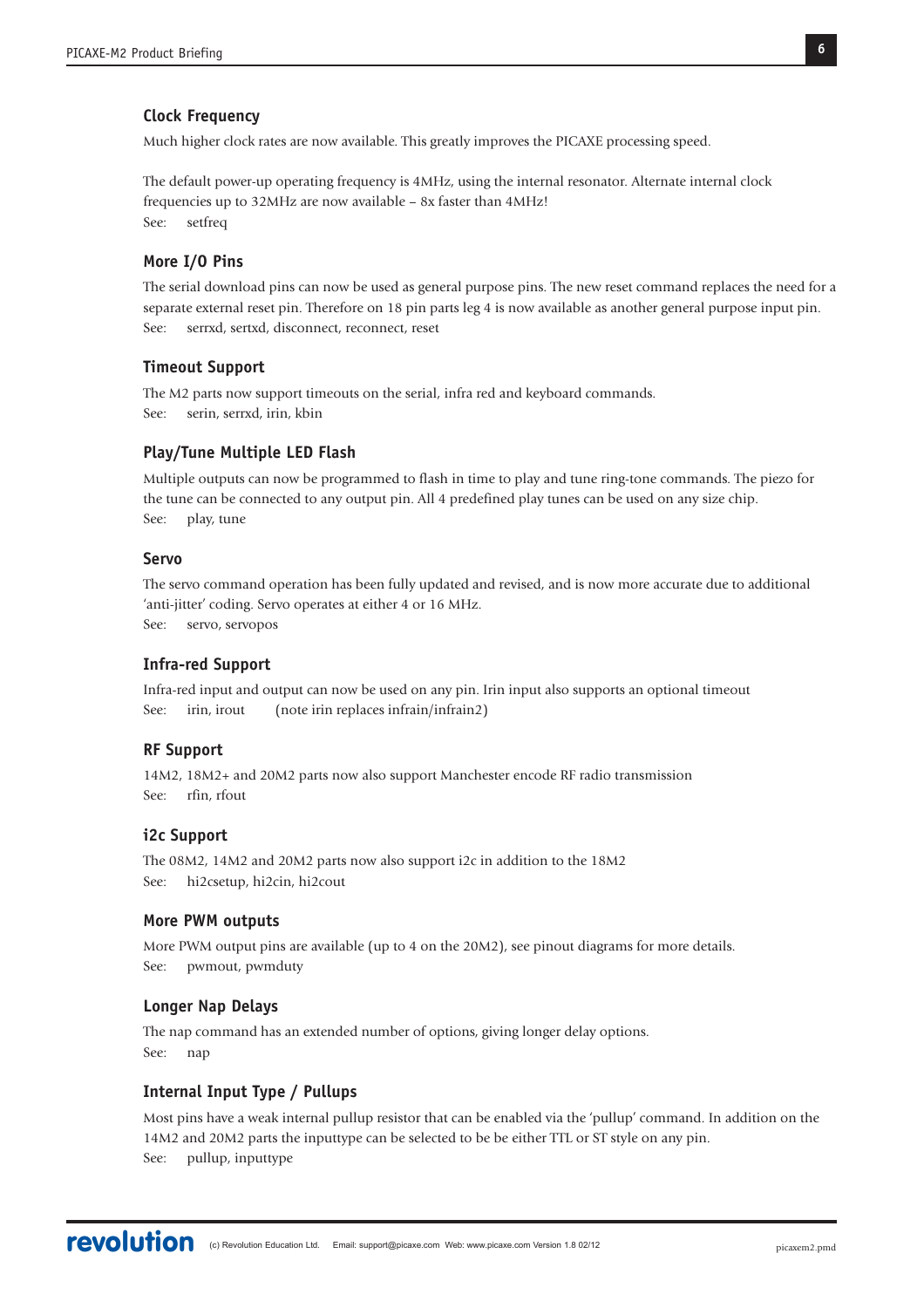## Clock Frequency

Much higher clock rates are now available. This greatly improves the PICAXE processing speed.

The default power-up operating frequency is 4MHz, using the internal resonator. Alternate internal clock frequencies up to 32MHz are now available – 8x faster than 4MHz!
See: setfreq

## More I/O Pins

The serial download pins can now be used as general purpose pins. The new reset command replaces the need for a separate external reset pin. Therefore on 18 pin parts leg 4 is now available as another general purpose input pin.
See: serrxd, sertxd, disconnect, reconnect, reset

## Timeout Support

The M2 parts now support timeouts on the serial, infra red and keyboard commands.
See: serin, serrxd, irin, kbin

## Play/Tune Multiple LED Flash

Multiple outputs can now be programmed to flash in time to play and tune ring-tone commands. The piezo for the tune can be connected to any output pin. All 4 predefined play tunes can be used on any size chip.
See: play, tune

## Servo

The servo command operation has been fully updated and revised, and is now more accurate due to additional 'anti-jitter' coding. Servo operates at either 4 or 16 MHz.
See: servo, servopos

## Infra-red Support

Infra-red input and output can now be used on any pin. Irin input also supports an optional timeout
See: irin, irout (note irin replaces infrain/infrain2)

## RF Support

14M2, 18M2+ and 20M2 parts now also support Manchester encode RF radio transmission
See: rfin, rfout

## i2c Support

The 08M2, 14M2 and 20M2 parts now also support i2c in addition to the 18M2
See: hi2csetup, hi2cin, hi2cout

## More PWM outputs

More PWM output pins are available (up to 4 on the 20M2), see pinout diagrams for more details.
See: pwmout, pwmduty

## Longer Nap Delays

The nap command has an extended number of options, giving longer delay options.
See: nap

## Internal Input Type / Pullups

Most pins have a weak internal pullup resistor that can be enabled via the 'pullup' command. In addition on the 14M2 and 20M2 parts the inputtype can be selected to be be either TTL or ST style on any pin.
See: pullup, inputtype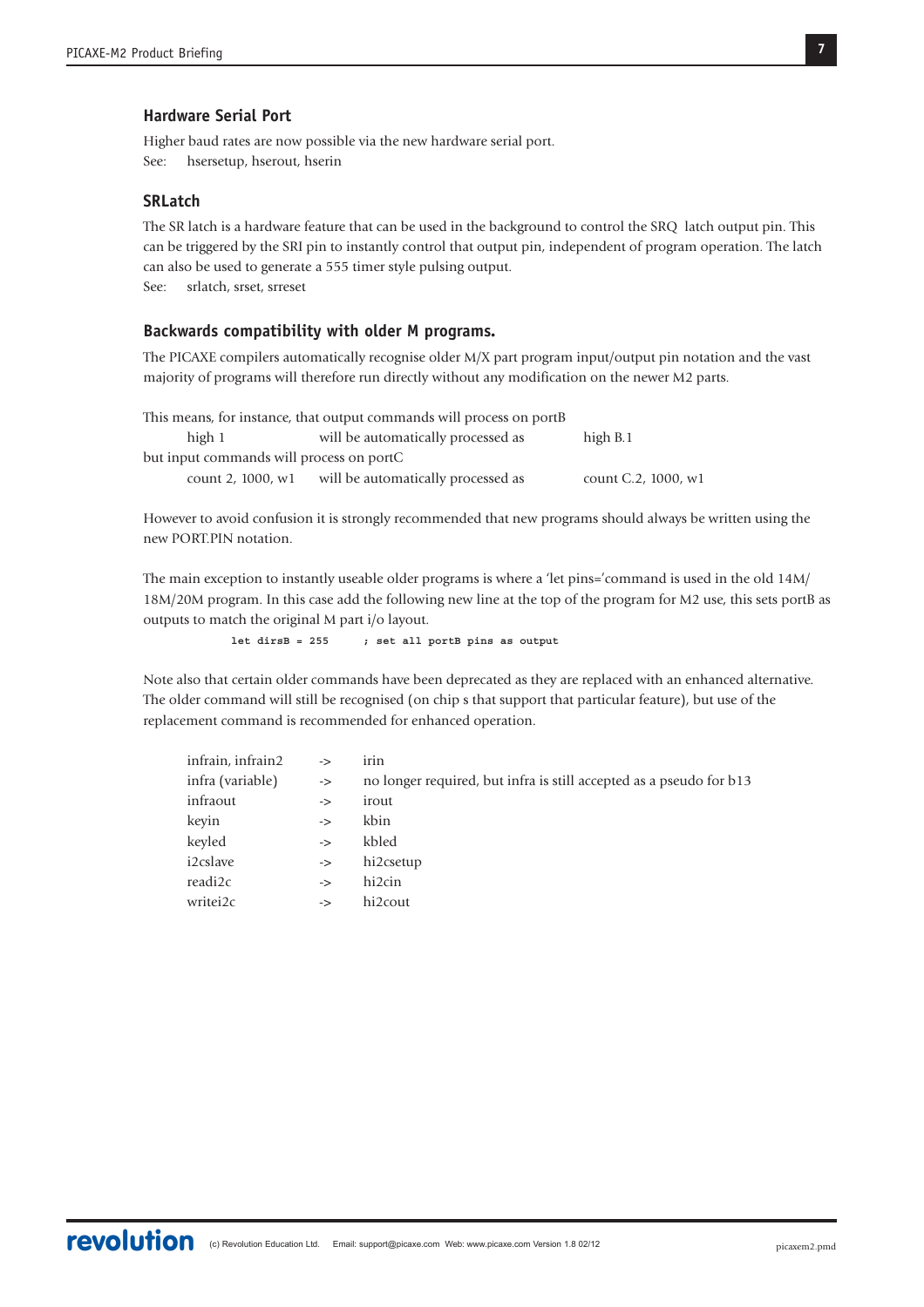### Hardware Serial Port

Higher baud rates are now possible via the new hardware serial port.
See: hsersetup, hserout, hserin

### SRLatch

The SR latch is a hardware feature that can be used in the background to control the SRQ latch output pin. This can be triggered by the SRI pin to instantly control that output pin, independent of program operation. The latch can also be used to generate a 555 timer style pulsing output.
See: srlatch, srset, srreset

### Backwards compatibility with older M programs.

The PICAXE compilers automatically recognise older M/X part program input/output pin notation and the vast majority of programs will therefore run directly without any modification on the newer M2 parts.

This means, for instance, that output commands will process on portB

| | | |
|---|---|---|
| high 1 | will be automatically processed as | high B.1 |

but input commands will process on portC

| | | |
|---|---|---|
| count 2, 1000, w1 | will be automatically processed as | count C.2, 1000, w1 |

However to avoid confusion it is strongly recommended that new programs should always be written using the new PORT.PIN notation.

The main exception to instantly useable older programs is where a 'let pins='command is used in the old 14M/ 18M/20M program. In this case add the following new line at the top of the program for M2 use, this sets portB as outputs to match the original M part i/o layout.

```
let dirsB = 255      ; set all portB pins as output
```

Note also that certain older commands have been deprecated as they are replaced with an enhanced alternative. The older command will still be recognised (on chip s that support that particular feature), but use of the replacement command is recommended for enhanced operation.

| | | |
|---|---|---|
| infrain, infrain2 | -> | irin |
| infra (variable) | -> | no longer required, but infra is still accepted as a pseudo for b13 |
| infraout | -> | irout |
| keyin | -> | kbin |
| keyled | -> | kbled |
| i2cslave | -> | hi2csetup |
| readi2c | -> | hi2cin |
| writei2c | -> | hi2cout |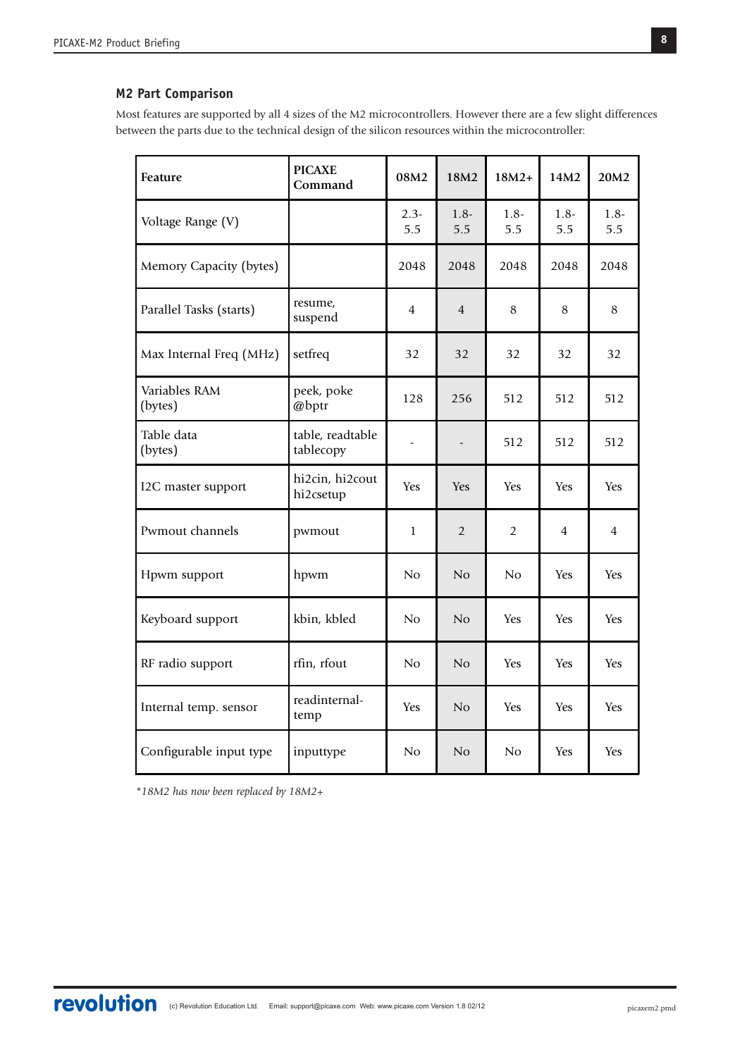## M2 Part Comparison

Most features are supported by all 4 sizes of the M2 microcontrollers. However there are a few slight differences between the parts due to the technical design of the silicon resources within the microcontroller:

| Feature | PICAXE Command | 08M2 | 18M2 | 18M2+ | 14M2 | 20M2 |
|---|---|---|---|---|---|---|
| Voltage Range (V) | | 2.3-5.5 | 1.8-5.5 | 1.8-5.5 | 1.8-5.5 | 1.8-5.5 |
| Memory Capacity (bytes) | | 2048 | 2048 | 2048 | 2048 | 2048 |
| Parallel Tasks (starts) | resume, suspend | 4 | 4 | 8 | 8 | 8 |
| Max Internal Freq (MHz) | setfreq | 32 | 32 | 32 | 32 | 32 |
| Variables RAM (bytes) | peek, poke @bptr | 128 | 256 | 512 | 512 | 512 |
| Table data (bytes) | table, readtable tablecopy | - | - | 512 | 512 | 512 |
| I2C master support | hi2cin, hi2cout hi2csetup | Yes | Yes | Yes | Yes | Yes |
| Pwmout channels | pwmout | 1 | 2 | 2 | 4 | 4 |
| Hpwm support | hpwm | No | No | No | Yes | Yes |
| Keyboard support | kbin, kbled | No | No | Yes | Yes | Yes |
| RF radio support | rfin, rfout | No | No | Yes | Yes | Yes |
| Internal temp. sensor | readinternal-temp | Yes | No | Yes | Yes | Yes |
| Configurable input type | inputtype | No | No | No | Yes | Yes |

*\*18M2 has now been replaced by 18M2+*